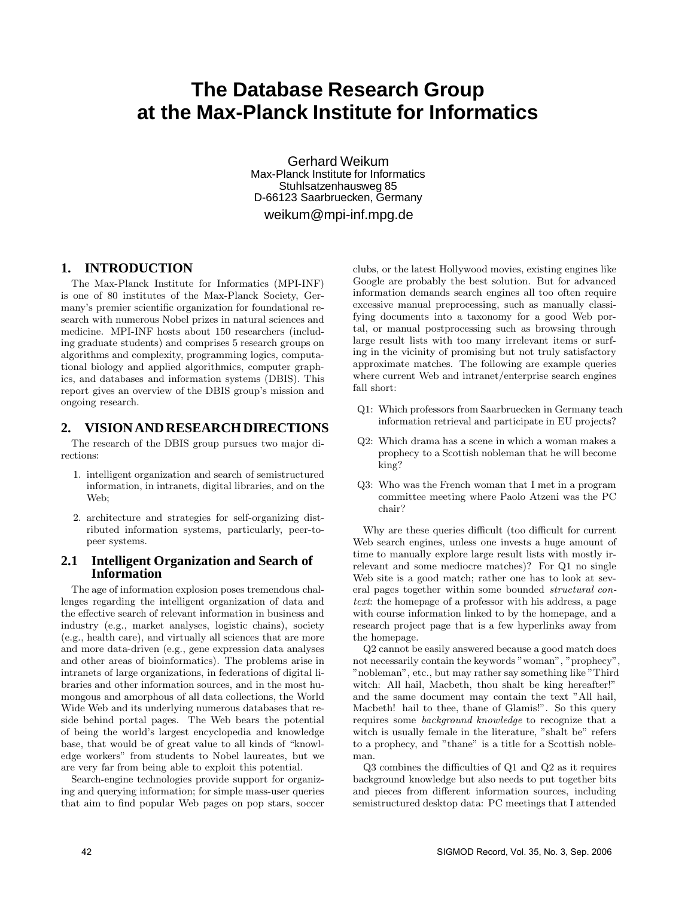# The Database Research Group at the Max-Planck Institute for Informatics

Gerhard Weikum
Max-Planck Institute for Informatics
Stuhlsatzenhausweg 85
D-66123 Saarbruecken, Germany
weikum@mpi-inf.mpg.de

## 1. INTRODUCTION

The Max-Planck Institute for Informatics (MPI-INF) is one of 80 institutes of the Max-Planck Society, Germany's premier scientific organization for foundational research with numerous Nobel prizes in natural sciences and medicine. MPI-INF hosts about 150 researchers (including graduate students) and comprises 5 research groups on algorithms and complexity, programming logics, computational biology and applied algorithmics, computer graphics, and databases and information systems (DBIS). This report gives an overview of the DBIS group's mission and ongoing research.

## 2. VISION AND RESEARCH DIRECTIONS

The research of the DBIS group pursues two major directions:

1. intelligent organization and search of semistructured information, in intranets, digital libraries, and on the Web;
2. architecture and strategies for self-organizing distributed information systems, particularly, peer-to-peer systems.

### 2.1 Intelligent Organization and Search of Information

The age of information explosion poses tremendous challenges regarding the intelligent organization of data and the effective search of relevant information in business and industry (e.g., market analyses, logistic chains), society (e.g., health care), and virtually all sciences that are more and more data-driven (e.g., gene expression data analyses and other areas of bioinformatics). The problems arise in intranets of large organizations, in federations of digital libraries and other information sources, and in the most humongous and amorphous of all data collections, the World Wide Web and its underlying numerous databases that reside behind portal pages. The Web bears the potential of being the world's largest encyclopedia and knowledge base, that would be of great value to all kinds of "knowledge workers" from students to Nobel laureates, but we are very far from being able to exploit this potential.

Search-engine technologies provide support for organizing and querying information; for simple mass-user queries that aim to find popular Web pages on pop stars, soccer clubs, or the latest Hollywood movies, existing engines like Google are probably the best solution. But for advanced information demands search engines all too often require excessive manual preprocessing, such as manually classifying documents into a taxonomy for a good Web portal, or manual postprocessing such as browsing through large result lists with too many irrelevant items or surfing in the vicinity of promising but not truly satisfactory approximate matches. The following are example queries where current Web and intranet/enterprise search engines fall short:

- Q1: Which professors from Saarbruecken in Germany teach information retrieval and participate in EU projects?
- Q2: Which drama has a scene in which a woman makes a prophecy to a Scottish nobleman that he will become king?
- Q3: Who was the French woman that I met in a program committee meeting where Paolo Atzeni was the PC chair?

Why are these queries difficult (too difficult for current Web search engines, unless one invests a huge amount of time to manually explore large result lists with mostly irrelevant and some mediocre matches)? For Q1 no single Web site is a good match; rather one has to look at several pages together within some bounded *structural context*: the homepage of a professor with his address, a page with course information linked to by the homepage, and a research project page that is a few hyperlinks away from the homepage.

Q2 cannot be easily answered because a good match does not necessarily contain the keywords "woman", "prophecy", "nobleman", etc., but may rather say something like "Third witch: All hail, Macbeth, thou shalt be king hereafter!" and the same document may contain the text "All hail, Macbeth! hail to thee, thane of Glamis!". So this query requires some *background knowledge* to recognize that a witch is usually female in the literature, "shalt be" refers to a prophecy, and "thane" is a title for a Scottish nobleman.

Q3 combines the difficulties of Q1 and Q2 as it requires background knowledge but also needs to put together bits and pieces from different information sources, including semistructured desktop data: PC meetings that I attended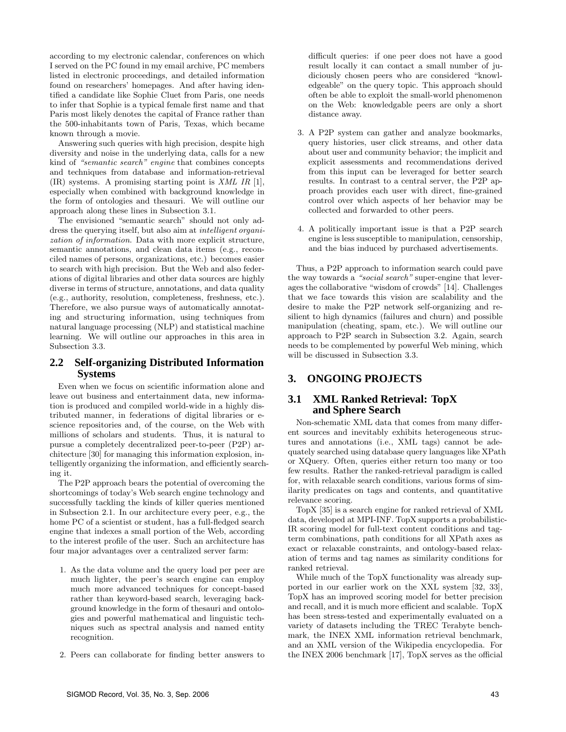according to my electronic calendar, conferences on which I served on the PC found in my email archive, PC members listed in electronic proceedings, and detailed information found on researchers' homepages. And after having identified a candidate like Sophie Cluet from Paris, one needs to infer that Sophie is a typical female first name and that Paris most likely denotes the capital of France rather than the 500-inhabitants town of Paris, Texas, which became known through a movie.

Answering such queries with high precision, despite high diversity and noise in the underlying data, calls for a new kind of *"semantic search" engine* that combines concepts and techniques from database and information-retrieval (IR) systems. A promising starting point is *XML IR* [1], especially when combined with background knowledge in the form of ontologies and thesauri. We will outline our approach along these lines in Subsection 3.1.

The envisioned "semantic search" should not only address the querying itself, but also aim at *intelligent organization of information*. Data with more explicit structure, semantic annotations, and clean data items (e.g., reconciled names of persons, organizations, etc.) becomes easier to search with high precision. But the Web and also federations of digital libraries and other data sources are highly diverse in terms of structure, annotations, and data quality (e.g., authority, resolution, completeness, freshness, etc.). Therefore, we also pursue ways of automatically annotating and structuring information, using techniques from natural language processing (NLP) and statistical machine learning. We will outline our approaches in this area in Subsection 3.3.

## 2.2 Self-organizing Distributed Information Systems

Even when we focus on scientific information alone and leave out business and entertainment data, new information is produced and compiled world-wide in a highly distributed manner, in federations of digital libraries or e-science repositories and, of the course, on the Web with millions of scholars and students. Thus, it is natural to pursue a completely decentralized peer-to-peer (P2P) architecture [30] for managing this information explosion, intelligently organizing the information, and efficiently searching it.

The P2P approach bears the potential of overcoming the shortcomings of today's Web search engine technology and successfully tackling the kinds of killer queries mentioned in Subsection 2.1. In our architecture every peer, e.g., the home PC of a scientist or student, has a full-fledged search engine that indexes a small portion of the Web, according to the interest profile of the user. Such an architecture has four major advantages over a centralized server farm:

1. As the data volume and the query load per peer are much lighter, the peer's search engine can employ much more advanced techniques for concept-based rather than keyword-based search, leveraging background knowledge in the form of thesauri and ontologies and powerful mathematical and linguistic techniques such as spectral analysis and named entity recognition.
2. Peers can collaborate for finding better answers to difficult queries: if one peer does not have a good result locally it can contact a small number of judiciously chosen peers who are considered "knowledgeable" on the query topic. This approach should often be able to exploit the small-world phenomenon on the Web: knowledgable peers are only a short distance away.
3. A P2P system can gather and analyze bookmarks, query histories, user click streams, and other data about user and community behavior; the implicit and explicit assessments and recommendations derived from this input can be leveraged for better search results. In contrast to a central server, the P2P approach provides each user with direct, fine-grained control over which aspects of her behavior may be collected and forwarded to other peers.
4. A politically important issue is that a P2P search engine is less susceptible to manipulation, censorship, and the bias induced by purchased advertisements.

Thus, a P2P approach to information search could pave the way towards a *"social search"* super-engine that leverages the collaborative "wisdom of crowds" [14]. Challenges that we face towards this vision are scalability and the desire to make the P2P network self-organizing and resilient to high dynamics (failures and churn) and possible manipulation (cheating, spam, etc.). We will outline our approach to P2P search in Subsection 3.2. Again, search needs to be complemented by powerful Web mining, which will be discussed in Subsection 3.3.

# 3. ONGOING PROJECTS

## 3.1 XML Ranked Retrieval: TopX and Sphere Search

Non-schematic XML data that comes from many different sources and inevitably exhibits heterogeneous structures and annotations (i.e., XML tags) cannot be adequately searched using database query languages like XPath or XQuery. Often, queries either return too many or too few results. Rather the ranked-retrieval paradigm is called for, with relaxable search conditions, various forms of similarity predicates on tags and contents, and quantitative relevance scoring.

TopX [35] is a search engine for ranked retrieval of XML data, developed at MPI-INF. TopX supports a probabilistic-IR scoring model for full-text content conditions and tag-term combinations, path conditions for all XPath axes as exact or relaxable constraints, and ontology-based relaxation of terms and tag names as similarity conditions for ranked retrieval.

While much of the TopX functionality was already supported in our earlier work on the XXL system [32, 33], TopX has an improved scoring model for better precision and recall, and it is much more efficient and scalable. TopX has been stress-tested and experimentally evaluated on a variety of datasets including the TREC Terabyte benchmark, the INEX XML information retrieval benchmark, and an XML version of the Wikipedia encyclopedia. For the INEX 2006 benchmark [17], TopX serves as the official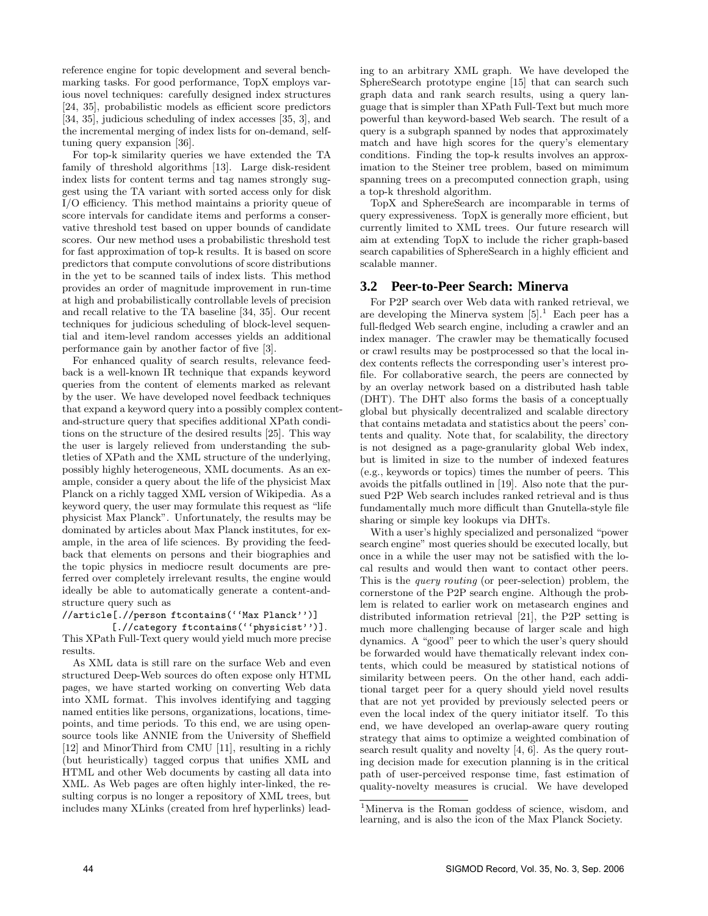reference engine for topic development and several benchmarking tasks. For good performance, TopX employs various novel techniques: carefully designed index structures [24, 35], probabilistic models as efficient score predictors [34, 35], judicious scheduling of index accesses [35, 3], and the incremental merging of index lists for on-demand, self-tuning query expansion [36].

For top-k similarity queries we have extended the TA family of threshold algorithms [13]. Large disk-resident index lists for content terms and tag names strongly suggest using the TA variant with sorted access only for disk I/O efficiency. This method maintains a priority queue of score intervals for candidate items and performs a conservative threshold test based on upper bounds of candidate scores. Our new method uses a probabilistic threshold test for fast approximation of top-k results. It is based on score predictors that compute convolutions of score distributions in the yet to be scanned tails of index lists. This method provides an order of magnitude improvement in run-time at high and probabilistically controllable levels of precision and recall relative to the TA baseline [34, 35]. Our recent techniques for judicious scheduling of block-level sequential and item-level random accesses yields an additional performance gain by another factor of five [3].

For enhanced quality of search results, relevance feedback is a well-known IR technique that expands keyword queries from the content of elements marked as relevant by the user. We have developed novel feedback techniques that expand a keyword query into a possibly complex content-and-structure query that specifies additional XPath conditions on the structure of the desired results [25]. This way the user is largely relieved from understanding the subtleties of XPath and the XML structure of the underlying, possibly highly heterogeneous, XML documents. As an example, consider a query about the life of the physicist Max Planck on a richly tagged XML version of Wikipedia. As a keyword query, the user may formulate this request as "life physicist Max Planck". Unfortunately, the results may be dominated by articles about Max Planck institutes, for example, in the area of life sciences. By providing the feedback that elements on persons and their biographies and the topic physics in mediocre result documents are preferred over completely irrelevant results, the engine would ideally be able to automatically generate a content-and-structure query such as

```
//article[.//person ftcontains(''Max Planck'')]
        [.//category ftcontains(''physicist'')].
```

This XPath Full-Text query would yield much more precise results.

As XML data is still rare on the surface Web and even structured Deep-Web sources do often expose only HTML pages, we have started working on converting Web data into XML format. This involves identifying and tagging named entities like persons, organizations, locations, timepoints, and time periods. To this end, we are using opensource tools like ANNIE from the University of Sheffield [12] and MinorThird from CMU [11], resulting in a richly (but heuristically) tagged corpus that unifies XML and HTML and other Web documents by casting all data into XML. As Web pages are often highly inter-linked, the resulting corpus is no longer a repository of XML trees, but includes many XLinks (created from href hyperlinks) leading to an arbitrary XML graph. We have developed the SphereSearch prototype engine [15] that can search such graph data and rank search results, using a query language that is simpler than XPath Full-Text but much more powerful than keyword-based Web search. The result of a query is a subgraph spanned by nodes that approximately match and have high scores for the query's elementary conditions. Finding the top-k results involves an approximation to the Steiner tree problem, based on mimimum spanning trees on a precomputed connection graph, using a top-k threshold algorithm.

TopX and SphereSearch are incomparable in terms of query expressiveness. TopX is generally more efficient, but currently limited to XML trees. Our future research will aim at extending TopX to include the richer graph-based search capabilities of SphereSearch in a highly efficient and scalable manner.

## 3.2 Peer-to-Peer Search: Minerva

For P2P search over Web data with ranked retrieval, we are developing the Minerva system [5].[1] Each peer has a full-fledged Web search engine, including a crawler and an index manager. The crawler may be thematically focused or crawl results may be postprocessed so that the local index contents reflects the corresponding user's interest profile. For collaborative search, the peers are connected by by an overlay network based on a distributed hash table (DHT). The DHT also forms the basis of a conceptually global but physically decentralized and scalable directory that contains metadata and statistics about the peers' contents and quality. Note that, for scalability, the directory is not designed as a page-granularity global Web index, but is limited in size to the number of indexed features (e.g., keywords or topics) times the number of peers. This avoids the pitfalls outlined in [19]. Also note that the pursued P2P Web search includes ranked retrieval and is thus fundamentally much more difficult than Gnutella-style file sharing or simple key lookups via DHTs.

With a user's highly specialized and personalized "power search engine" most queries should be executed locally, but once in a while the user may not be satisfied with the local results and would then want to contact other peers. This is the *query routing* (or peer-selection) problem, the cornerstone of the P2P search engine. Although the problem is related to earlier work on metasearch engines and distributed information retrieval [21], the P2P setting is much more challenging because of larger scale and high dynamics. A "good" peer to which the user's query should be forwarded would have thematically relevant index contents, which could be measured by statistical notions of similarity between peers. On the other hand, each additional target peer for a query should yield novel results that are not yet provided by previously selected peers or even the local index of the query initiator itself. To this end, we have developed an overlap-aware query routing strategy that aims to optimize a weighted combination of search result quality and novelty [4, 6]. As the query routing decision made for execution planning is in the critical path of user-perceived response time, fast estimation of quality-novelty measures is crucial. We have developed

[1] Minerva is the Roman goddess of science, wisdom, and learning, and is also the icon of the Max Planck Society.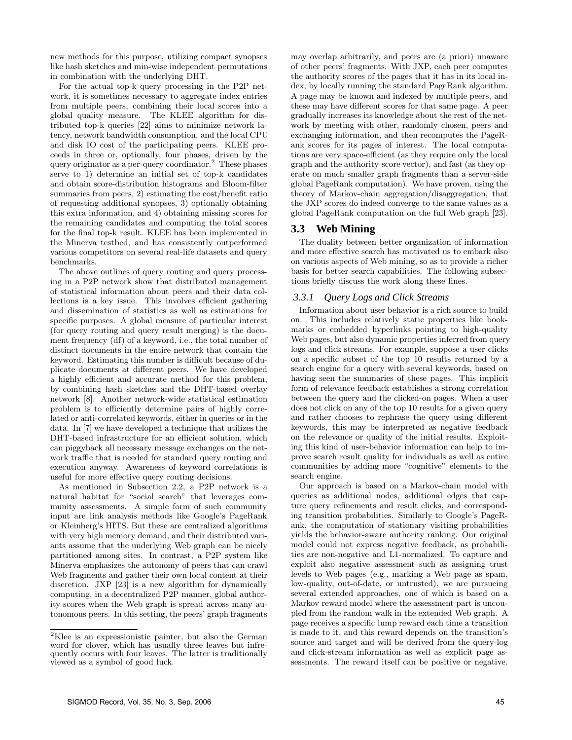new methods for this purpose, utilizing compact synopses like hash sketches and min-wise independent permutations in combination with the underlying DHT.

For the actual top-k query processing in the P2P network, it is sometimes necessary to aggregate index entries from multiple peers, combining their local scores into a global quality measure. The KLEE algorithm for distributed top-k queries [22] aims to minimize network latency, network bandwidth consumption, and the local CPU and disk IO cost of the participating peers. KLEE proceeds in three or, optionally, four phases, driven by the query originator as a per-query coordinator.[2] These phases serve to 1) determine an initial set of top-k candidates and obtain score-distribution histograms and Bloom-filter summaries from peers, 2) estimating the cost/benefit ratio of requesting additional synopses, 3) optionally obtaining this extra information, and 4) obtaining missing scores for the remaining candidates and computing the total scores for the final top-k result. KLEE has been implemented in the Minerva testbed, and has consistently outperformed various competitors on several real-life datasets and query benchmarks.

The above outlines of query routing and query processing in a P2P network show that distributed management of statistical information about peers and their data collections is a key issue. This involves efficient gathering and dissemination of statistics as well as estimations for specific purposes. A global measure of particular interest (for query routing and query result merging) is the document frequency (df) of a keyword, i.e., the total number of distinct documents in the entire network that contain the keyword. Estimating this number is difficult because of duplicate documents at different peers. We have developed a highly efficient and accurate method for this problem, by combining hash sketches and the DHT-based overlay network [8]. Another network-wide statistical estimation problem is to efficiently determine pairs of highly correlated or anti-correlated keywords, either in queries or in the data. In [7] we have developed a technique that utilizes the DHT-based infrastructure for an efficient solution, which can piggyback all necessary message exchanges on the network traffic that is needed for standard query routing and execution anyway. Awareness of keyword correlations is useful for more effective query routing decisions.

As mentioned in Subsection 2.2, a P2P network is a natural habitat for "social search" that leverages community assessments. A simple form of such community input are link analysis methods like Google's PageRank or Kleinberg's HITS. But these are centralized algorithms with very high memory demand, and their distributed variants assume that the underlying Web graph can be nicely partitioned among sites. In contrast, a P2P system like Minerva emphasizes the autonomy of peers that can crawl Web fragments and gather their own local content at their discretion. JXP [23] is a new algorithm for dynamically computing, in a decentralized P2P manner, global authority scores when the Web graph is spread across many autonomous peers. In this setting, the peers' graph fragments may overlap arbitrarily, and peers are (a priori) unaware of other peers' fragments. With JXP, each peer computes the authority scores of the pages that it has in its local index, by locally running the standard PageRank algorithm. A page may be known and indexed by multiple peers, and these may have different scores for that same page. A peer gradually increases its knowledge about the rest of the network by meeting with other, randomly chosen, peers and exchanging information, and then recomputes the PageRank scores for its pages of interest. The local computations are very space-efficient (as they require only the local graph and the authority-score vector), and fast (as they operate on much smaller graph fragments than a server-side global PageRank computation). We have proven, using the theory of Markov-chain aggregation/disaggregation, that the JXP scores do indeed converge to the same values as a global PageRank computation on the full Web graph [23].

## 3.3 Web Mining

The duality between better organization of information and more effective search has motivated us to embark also on various aspects of Web mining, so as to provide a richer basis for better search capabilities. The following subsections briefly discuss the work along these lines.

### *3.3.1 Query Logs and Click Streams*

Information about user behavior is a rich source to build on. This includes relatively static properties like bookmarks or embedded hyperlinks pointing to high-quality Web pages, but also dynamic properties inferred from query logs and click streams. For example, suppose a user clicks on a specific subset of the top 10 results returned by a search engine for a query with several keywords, based on having seen the summaries of these pages. This implicit form of relevance feedback establishes a strong correlation between the query and the clicked-on pages. When a user does not click on any of the top 10 results for a given query and rather chooses to rephrase the query using different keywords, this may be interpreted as negative feedback on the relevance or quality of the initial results. Exploiting this kind of user-behavior information can help to improve search result quality for individuals as well as entire communities by adding more "cognitive" elements to the search engine.

Our approach is based on a Markov-chain model with queries as additional nodes, additional edges that capture query refinements and result clicks, and corresponding transition probabilities. Similarly to Google's PageRank, the computation of stationary visiting probabilities yields the behavior-aware authority ranking. Our original model could not express negative feedback, as probabilities are non-negative and L1-normalized. To capture and exploit also negative assessment such as assigning trust levels to Web pages (e.g., marking a Web page as spam, low-quality, out-of-date, or untrusted), we are pursuing several extended approaches, one of which is based on a Markov reward model where the assessment part is uncoupled from the random walk in the extended Web graph. A page receives a specific lump reward each time a transition is made to it, and this reward depends on the transition's source and target and will be derived from the query-log and click-stream information as well as explicit page assessments. The reward itself can be positive or negative.

[2] Klee is an expressionistic painter, but also the German word for clover, which has usually three leaves but infrequently occurs with four leaves. The latter is traditionally viewed as a symbol of good luck.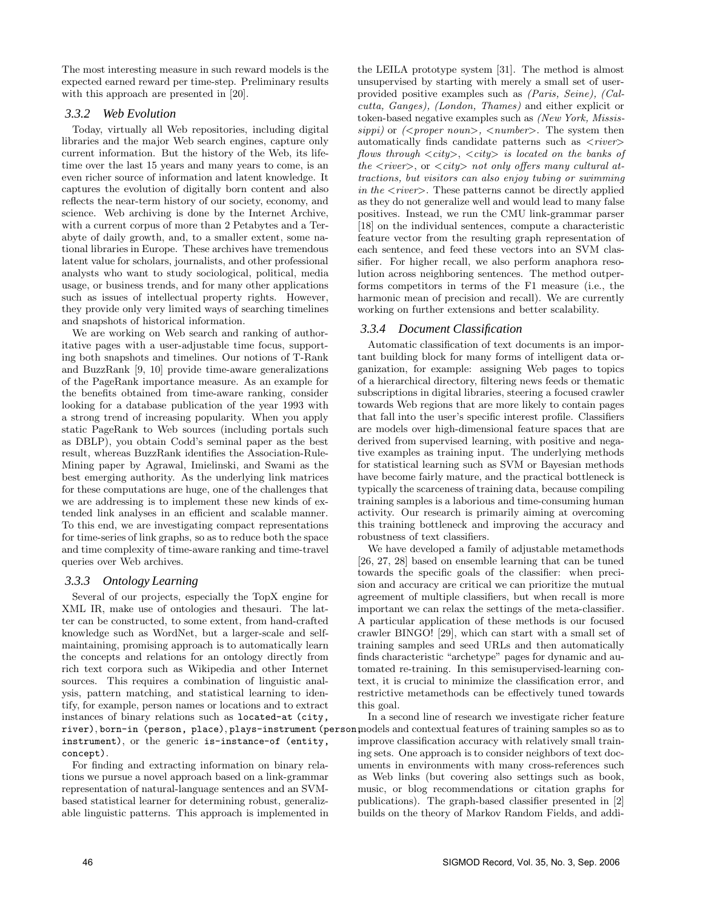The most interesting measure in such reward models is the expected earned reward per time-step. Preliminary results with this approach are presented in [20].

### 3.3.2 Web Evolution

Today, virtually all Web repositories, including digital libraries and the major Web search engines, capture only current information. But the history of the Web, its lifetime over the last 15 years and many years to come, is an even richer source of information and latent knowledge. It captures the evolution of digitally born content and also reflects the near-term history of our society, economy, and science. Web archiving is done by the Internet Archive, with a current corpus of more than 2 Petabytes and a Terabyte of daily growth, and, to a smaller extent, some national libraries in Europe. These archives have tremendous latent value for scholars, journalists, and other professional analysts who want to study sociological, political, media usage, or business trends, and for many other applications such as issues of intellectual property rights. However, they provide only very limited ways of searching timelines and snapshots of historical information.

We are working on Web search and ranking of authoritative pages with a user-adjustable time focus, supporting both snapshots and timelines. Our notions of T-Rank and BuzzRank [9, 10] provide time-aware generalizations of the PageRank importance measure. As an example for the benefits obtained from time-aware ranking, consider looking for a database publication of the year 1993 with a strong trend of increasing popularity. When you apply static PageRank to Web sources (including portals such as DBLP), you obtain Codd's seminal paper as the best result, whereas BuzzRank identifies the Association-Rule-Mining paper by Agrawal, Imielinski, and Swami as the best emerging authority. As the underlying link matrices for these computations are huge, one of the challenges that we are addressing is to implement these new kinds of extended link analyses in an efficient and scalable manner. To this end, we are investigating compact representations for time-series of link graphs, so as to reduce both the space and time complexity of time-aware ranking and time-travel queries over Web archives.

### 3.3.3 Ontology Learning

Several of our projects, especially the TopX engine for XML IR, make use of ontologies and thesauri. The latter can be constructed, to some extent, from hand-crafted knowledge such as WordNet, but a larger-scale and self-maintaining, promising approach is to automatically learn the concepts and relations for an ontology directly from rich text corpora such as Wikipedia and other Internet sources. This requires a combination of linguistic analysis, pattern matching, and statistical learning to identify, for example, person names or locations and to extract instances of binary relations such as `located-at (city, river)`, `born-in (person, place)`, `plays-instrument (person, instrument)`, or the generic `is-instance-of (entity, concept)`.

For finding and extracting information on binary relations we pursue a novel approach based on a link-grammar representation of natural-language sentences and an SVM-based statistical learner for determining robust, generalizable linguistic patterns. This approach is implemented in the LEILA prototype system [31]. The method is almost unsupervised by starting with merely a small set of user-provided positive examples such as *(Paris, Seine), (Calcutta, Ganges), (London, Thames)* and either explicit or token-based negative examples such as *(New York, Mississippi)* or *(<proper noun>, <number>*. The system then automatically finds candidate patterns such as *<river> flows through <city>*, *<city> is located on the banks of the <river>*, or *<city> not only offers many cultural attractions, but visitors can also enjoy tubing or swimming in the <river>*. These patterns cannot be directly applied as they do not generalize well and would lead to many false positives. Instead, we run the CMU link-grammar parser [18] on the individual sentences, compute a characteristic feature vector from the resulting graph representation of each sentence, and feed these vectors into an SVM classifier. For higher recall, we also perform anaphora resolution across neighboring sentences. The method outperforms competitors in terms of the F1 measure (i.e., the harmonic mean of precision and recall). We are currently working on further extensions and better scalability.

### 3.3.4 Document Classification

Automatic classification of text documents is an important building block for many forms of intelligent data organization, for example: assigning Web pages to topics of a hierarchical directory, filtering news feeds or thematic subscriptions in digital libraries, steering a focused crawler towards Web regions that are more likely to contain pages that fall into the user's specific interest profile. Classifiers are models over high-dimensional feature spaces that are derived from supervised learning, with positive and negative examples as training input. The underlying methods for statistical learning such as SVM or Bayesian methods have become fairly mature, and the practical bottleneck is typically the scarceness of training data, because compiling training samples is a laborious and time-consuming human activity. Our research is primarily aiming at overcoming this training bottleneck and improving the accuracy and robustness of text classifiers.

We have developed a family of adjustable metamethods [26, 27, 28] based on ensemble learning that can be tuned towards the specific goals of the classifier: when precision and accuracy are critical we can prioritize the mutual agreement of multiple classifiers, but when recall is more important we can relax the settings of the meta-classifier. A particular application of these methods is our focused crawler BINGO! [29], which can start with a small set of training samples and seed URLs and then automatically finds characteristic "archetype" pages for dynamic and automated re-training. In this semisupervised-learning context, it is crucial to minimize the classification error, and restrictive metamethods can be effectively tuned towards this goal.

In a second line of research we investigate richer feature models and contextual features of training samples so as to improve classification accuracy with relatively small training sets. One approach is to consider neighbors of text documents in environments with many cross-references such as Web links (but covering also settings such as book, music, or blog recommendations or citation graphs for publications). The graph-based classifier presented in [2] builds on the theory of Markov Random Fields, and addi-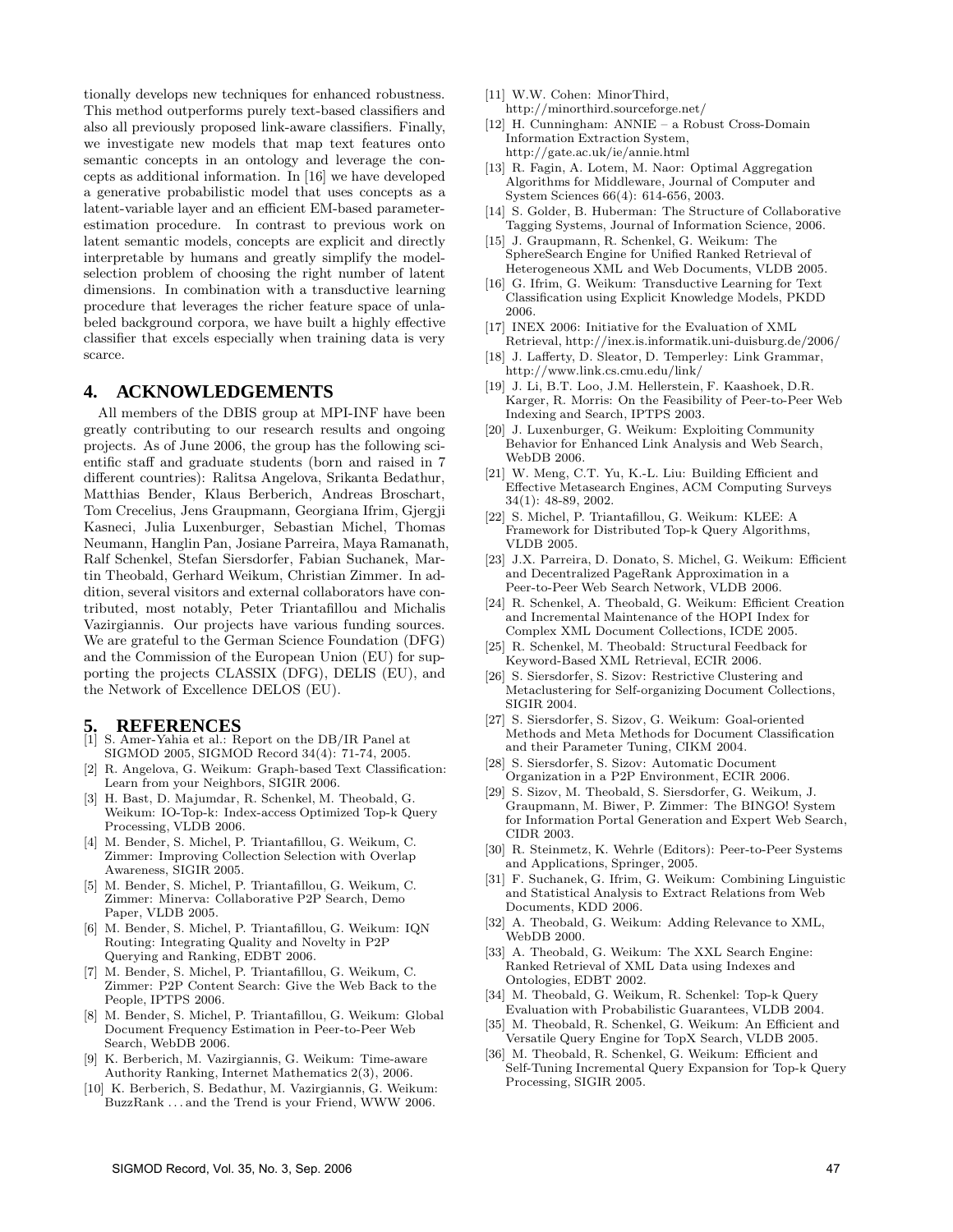tionally develops new techniques for enhanced robustness. This method outperforms purely text-based classifiers and also all previously proposed link-aware classifiers. Finally, we investigate new models that map text features onto semantic concepts in an ontology and leverage the concepts as additional information. In [16] we have developed a generative probabilistic model that uses concepts as a latent-variable layer and an efficient EM-based parameter-estimation procedure. In contrast to previous work on latent semantic models, concepts are explicit and directly interpretable by humans and greatly simplify the model-selection problem of choosing the right number of latent dimensions. In combination with a transductive learning procedure that leverages the richer feature space of unlabeled background corpora, we have built a highly effective classifier that excels especially when training data is very scarce.

## 4. ACKNOWLEDGEMENTS

All members of the DBIS group at MPI-INF have been greatly contributing to our research results and ongoing projects. As of June 2006, the group has the following scientific staff and graduate students (born and raised in 7 different countries): Ralitsa Angelova, Srikanta Bedathur, Matthias Bender, Klaus Berberich, Andreas Broschart, Tom Crecelius, Jens Graupmann, Georgiana Ifrim, Gjergji Kasneci, Julia Luxenburger, Sebastian Michel, Thomas Neumann, Hanglin Pan, Josiane Parreira, Maya Ramanath, Ralf Schenkel, Stefan Siersdorfer, Fabian Suchanek, Martin Theobald, Gerhard Weikum, Christian Zimmer. In addition, several visitors and external collaborators have contributed, most notably, Peter Triantafillou and Michalis Vazirgiannis. Our projects have various funding sources. We are grateful to the German Science Foundation (DFG) and the Commission of the European Union (EU) for supporting the projects CLASSIX (DFG), DELIS (EU), and the Network of Excellence DELOS (EU).

## 5. REFERENCES

[1] S. Amer-Yahia et al.: Report on the DB/IR Panel at SIGMOD 2005, SIGMOD Record 34(4): 71-74, 2005.

[2] R. Angelova, G. Weikum: Graph-based Text Classification: Learn from your Neighbors, SIGIR 2006.

[3] H. Bast, D. Majumdar, R. Schenkel, M. Theobald, G. Weikum: IO-Top-k: Index-access Optimized Top-k Query Processing, VLDB 2006.

[4] M. Bender, S. Michel, P. Triantafillou, G. Weikum, C. Zimmer: Improving Collection Selection with Overlap Awareness, SIGIR 2005.

[5] M. Bender, S. Michel, P. Triantafillou, G. Weikum, C. Zimmer: Minerva: Collaborative P2P Search, Demo Paper, VLDB 2005.

[6] M. Bender, S. Michel, P. Triantafillou, G. Weikum: IQN Routing: Integrating Quality and Novelty in P2P Querying and Ranking, EDBT 2006.

[7] M. Bender, S. Michel, P. Triantafillou, G. Weikum, C. Zimmer: P2P Content Search: Give the Web Back to the People, IPTPS 2006.

[8] M. Bender, S. Michel, P. Triantafillou, G. Weikum: Global Document Frequency Estimation in Peer-to-Peer Web Search, WebDB 2006.

[9] K. Berberich, M. Vazirgiannis, G. Weikum: Time-aware Authority Ranking, Internet Mathematics 2(3), 2006.

[10] K. Berberich, S. Bedathur, M. Vazirgiannis, G. Weikum: BuzzRank ... and the Trend is your Friend, WWW 2006.

[11] W.W. Cohen: MinorThird, http://minorthird.sourceforge.net/

[12] H. Cunningham: ANNIE – a Robust Cross-Domain Information Extraction System, http://gate.ac.uk/ie/annie.html

[13] R. Fagin, A. Lotem, M. Naor: Optimal Aggregation Algorithms for Middleware, Journal of Computer and System Sciences 66(4): 614-656, 2003.

[14] S. Golder, B. Huberman: The Structure of Collaborative Tagging Systems, Journal of Information Science, 2006.

[15] J. Graupmann, R. Schenkel, G. Weikum: The SphereSearch Engine for Unified Ranked Retrieval of Heterogeneous XML and Web Documents, VLDB 2005.

[16] G. Ifrim, G. Weikum: Transductive Learning for Text Classification using Explicit Knowledge Models, PKDD 2006.

[17] INEX 2006: Initiative for the Evaluation of XML Retrieval, http://inex.is.informatik.uni-duisburg.de/2006/

[18] J. Lafferty, D. Sleator, D. Temperley: Link Grammar, http://www.link.cs.cmu.edu/link/

[19] J. Li, B.T. Loo, J.M. Hellerstein, F. Kaashoek, D.R. Karger, R. Morris: On the Feasibility of Peer-to-Peer Web Indexing and Search, IPTPS 2003.

[20] J. Luxenburger, G. Weikum: Exploiting Community Behavior for Enhanced Link Analysis and Web Search, WebDB 2006.

[21] W. Meng, C.T. Yu, K.-L. Liu: Building Efficient and Effective Metasearch Engines, ACM Computing Surveys 34(1): 48-89, 2002.

[22] S. Michel, P. Triantafillou, G. Weikum: KLEE: A Framework for Distributed Top-k Query Algorithms, VLDB 2005.

[23] J.X. Parreira, D. Donato, S. Michel, G. Weikum: Efficient and Decentralized PageRank Approximation in a Peer-to-Peer Web Search Network, VLDB 2006.

[24] R. Schenkel, A. Theobald, G. Weikum: Efficient Creation and Incremental Maintenance of the HOPI Index for Complex XML Document Collections, ICDE 2005.

[25] R. Schenkel, M. Theobald: Structural Feedback for Keyword-Based XML Retrieval, ECIR 2006.

[26] S. Siersdorfer, S. Sizov: Restrictive Clustering and Metaclustering for Self-organizing Document Collections, SIGIR 2004.

[27] S. Siersdorfer, S. Sizov, G. Weikum: Goal-oriented Methods and Meta Methods for Document Classification and their Parameter Tuning, CIKM 2004.

[28] S. Siersdorfer, S. Sizov: Automatic Document Organization in a P2P Environment, ECIR 2006.

[29] S. Sizov, M. Theobald, S. Siersdorfer, G. Weikum, J. Graupmann, M. Biwer, P. Zimmer: The BINGO! System for Information Portal Generation and Expert Web Search, CIDR 2003.

[30] R. Steinmetz, K. Wehrle (Editors): Peer-to-Peer Systems and Applications, Springer, 2005.

[31] F. Suchanek, G. Ifrim, G. Weikum: Combining Linguistic and Statistical Analysis to Extract Relations from Web Documents, KDD 2006.

[32] A. Theobald, G. Weikum: Adding Relevance to XML, WebDB 2000.

[33] A. Theobald, G. Weikum: The XXL Search Engine: Ranked Retrieval of XML Data using Indexes and Ontologies, EDBT 2002.

[34] M. Theobald, G. Weikum, R. Schenkel: Top-k Query Evaluation with Probabilistic Guarantees, VLDB 2004.

[35] M. Theobald, R. Schenkel, G. Weikum: An Efficient and Versatile Query Engine for TopX Search, VLDB 2005.

[36] M. Theobald, R. Schenkel, G. Weikum: Efficient and Self-Tuning Incremental Query Expansion for Top-k Query Processing, SIGIR 2005.